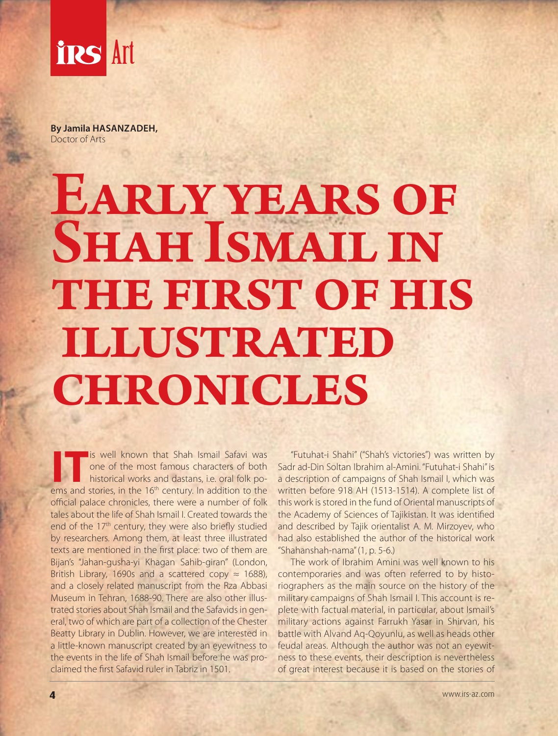# Early years of Shah Ismail in the first of his illustrated chronicles

**By Jamila HASANZADEH,**
Doctor of Arts

**IT** is well known that Shah Ismail Safavi was one of the most famous characters of both historical works and dastans, i.e. oral folk poems and stories, in the 16th century. In addition to the official palace chronicles, there were a number of folk tales about the life of Shah Ismail I. Created towards the end of the 17th century, they were also briefly studied by researchers. Among them, at least three illustrated texts are mentioned in the first place: two of them are Bijan's "Jahan-gusha-yi Khagan Sahib-giran" (London, British Library, 1690s and a scattered copy ≈ 1688), and a closely related manuscript from the Rza Abbasi Museum in Tehran, 1688-90. There are also other illustrated stories about Shah Ismail and the Safavids in general, two of which are part of a collection of the Chester Beatty Library in Dublin. However, we are interested in a little-known manuscript created by an eyewitness to the events in the life of Shah Ismail before he was proclaimed the first Safavid ruler in Tabriz in 1501.

"Futuhat-i Shahi" ("Shah's victories") was written by Sadr ad-Din Soltan Ibrahim al-Amini. "Futuhat-i Shahi" is a description of campaigns of Shah Ismail I, which was written before 918 AH (1513-1514). A complete list of this work is stored in the fund of Oriental manuscripts of the Academy of Sciences of Tajikistan. It was identified and described by Tajik orientalist A. M. Mirzoyev, who had also established the author of the historical work "Shahanshah-nama" (1, p. 5-6.)

The work of Ibrahim Amini was well known to his contemporaries and was often referred to by historiographers as the main source on the history of the military campaigns of Shah Ismail I. This account is replete with factual material, in particular, about Ismail's military actions against Farrukh Yasar in Shirvan, his battle with Alvand Aq-Qoyunlu, as well as heads other feudal areas. Although the author was not an eyewitness to these events, their description is nevertheless of great interest because it is based on the stories of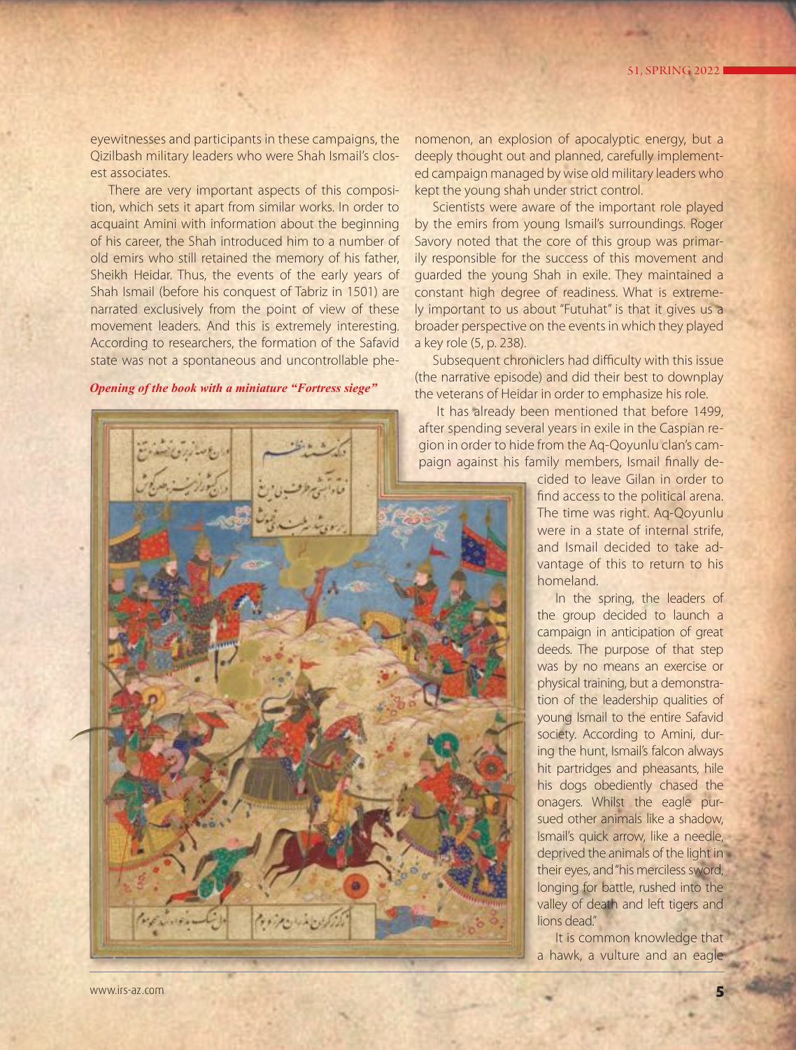eyewitnesses and participants in these campaigns, the Qizilbash military leaders who were Shah Ismail's closest associates.

There are very important aspects of this composition, which sets it apart from similar works. In order to acquaint Amini with information about the beginning of his career, the Shah introduced him to a number of old emirs who still retained the memory of his father, Sheikh Heidar. Thus, the events of the early years of Shah Ismail (before his conquest of Tabriz in 1501) are narrated exclusively from the point of view of these movement leaders. And this is extremely interesting. According to researchers, the formation of the Safavid state was not a spontaneous and uncontrollable phenomenon, an explosion of apocalyptic energy, but a deeply thought out and planned, carefully implemented campaign managed by wise old military leaders who kept the young shah under strict control.

*Opening of the book with a miniature "Fortress siege"*

Scientists were aware of the important role played by the emirs from young Ismail's surroundings. Roger Savory noted that the core of this group was primarily responsible for the success of this movement and guarded the young Shah in exile. They maintained a constant high degree of readiness. What is extremely important to us about "Futuhat" is that it gives us a broader perspective on the events in which they played a key role (5, p. 238).

Subsequent chroniclers had difficulty with this issue (the narrative episode) and did their best to downplay the veterans of Heidar in order to emphasize his role.

It has already been mentioned that before 1499, after spending several years in exile in the Caspian region in order to hide from the Aq-Qoyunlu clan's campaign against his family members, Ismail finally decided to leave Gilan in order to find access to the political arena. The time was right. Aq-Qoyunlu were in a state of internal strife, and Ismail decided to take advantage of this to return to his homeland.

In the spring, the leaders of the group decided to launch a campaign in anticipation of great deeds. The purpose of that step was by no means an exercise or physical training, but a demonstration of the leadership qualities of young Ismail to the entire Safavid society. According to Amini, during the hunt, Ismail's falcon always hit partridges and pheasants, hile his dogs obediently chased the onagers. Whilst the eagle pursued other animals like a shadow, Ismail's quick arrow, like a needle, deprived the animals of the light in their eyes, and "his merciless sword, longing for battle, rushed into the valley of death and left tigers and lions dead."

It is common knowledge that a hawk, a vulture and an eagle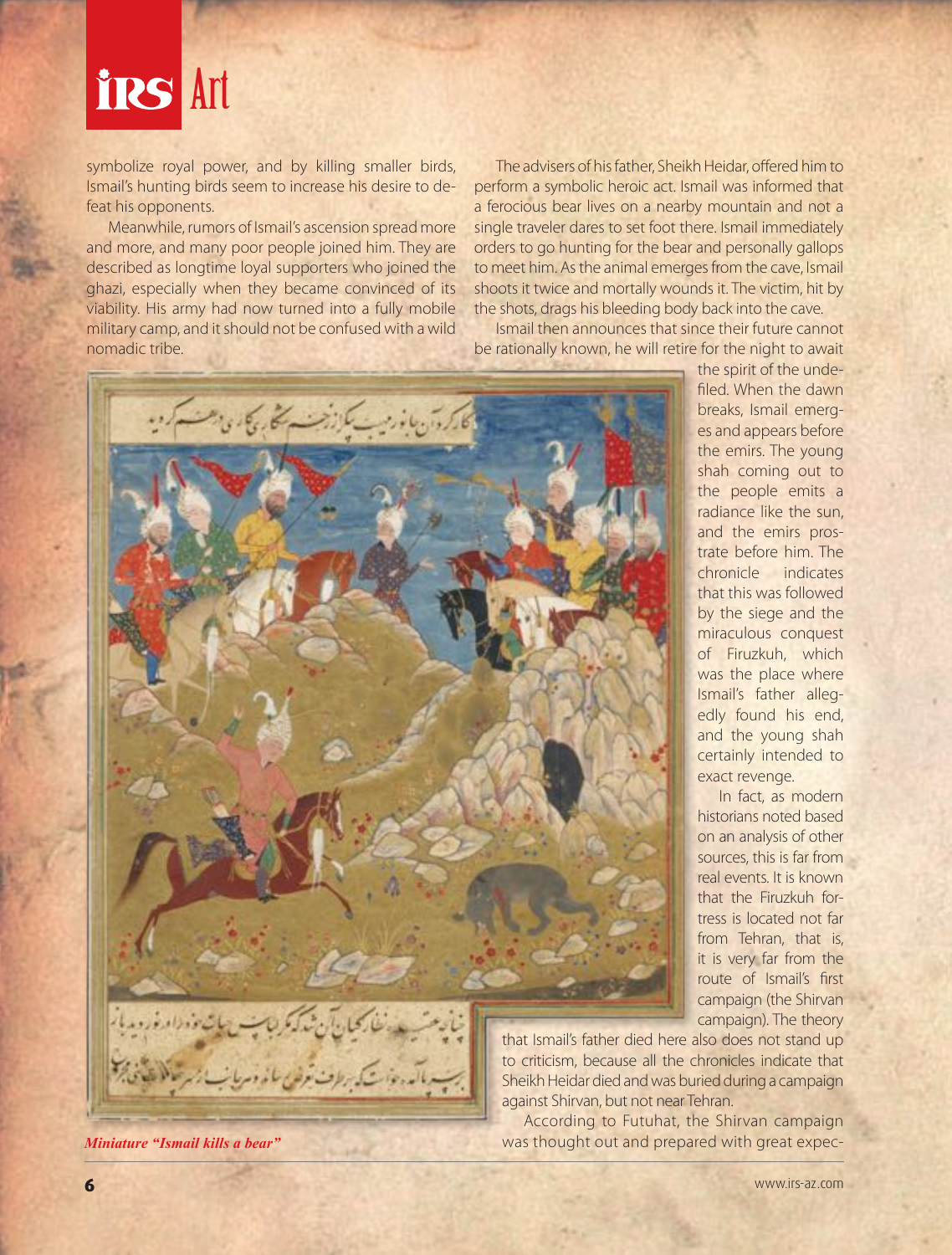symbolize royal power, and by killing smaller birds, Ismail's hunting birds seem to increase his desire to defeat his opponents.

Meanwhile, rumors of Ismail's ascension spread more and more, and many poor people joined him. They are described as longtime loyal supporters who joined the ghazi, especially when they became convinced of its viability. His army had now turned into a fully mobile military camp, and it should not be confused with a wild nomadic tribe.

The advisers of his father, Sheikh Heidar, offered him to perform a symbolic heroic act. Ismail was informed that a ferocious bear lives on a nearby mountain and not a single traveler dares to set foot there. Ismail immediately orders to go hunting for the bear and personally gallops to meet him. As the animal emerges from the cave, Ismail shoots it twice and mortally wounds it. The victim, hit by the shots, drags his bleeding body back into the cave.

Ismail then announces that since their future cannot be rationally known, he will retire for the night to await the spirit of the undefiled. When the dawn breaks, Ismail emerges and appears before the emirs. The young shah coming out to the people emits a radiance like the sun, and the emirs prostrate before him. The chronicle indicates that this was followed by the siege and the miraculous conquest of Firuzkuh, which was the place where Ismail's father allegedly found his end, and the young shah certainly intended to exact revenge.

In fact, as modern historians noted based on an analysis of other sources, this is far from real events. It is known that the Firuzkuh fortress is located not far from Tehran, that is, it is very far from the route of Ismail's first campaign (the Shirvan campaign). The theory that Ismail's father died here also does not stand up to criticism, because all the chronicles indicate that Sheikh Heidar died and was buried during a campaign against Shirvan, but not near Tehran.

According to Futuhat, the Shirvan campaign was thought out and prepared with great expec-

*Miniature "Ismail kills a bear"*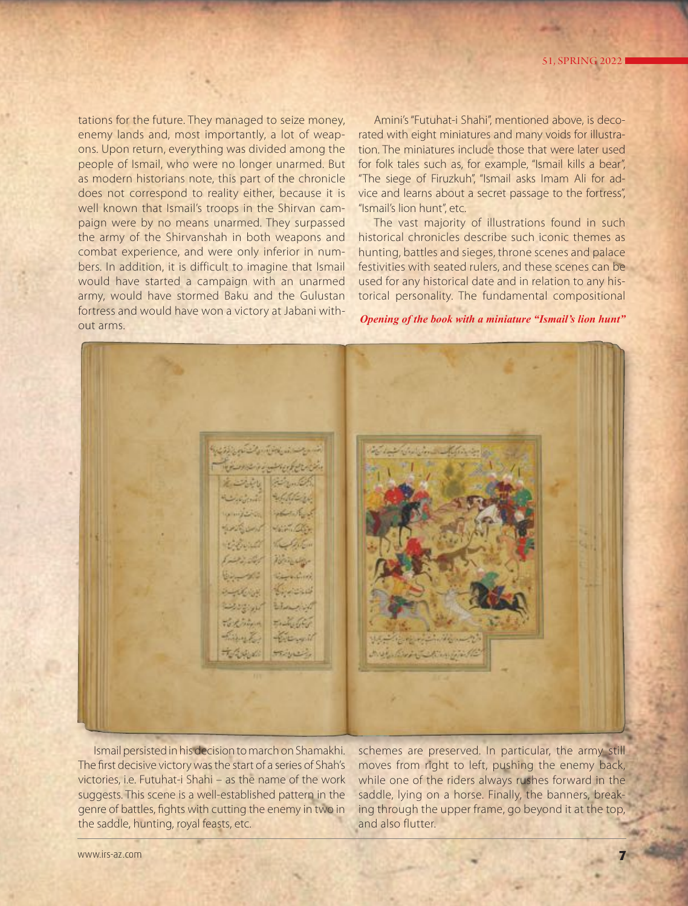tations for the future. They managed to seize money, enemy lands and, most importantly, a lot of weapons. Upon return, everything was divided among the people of Ismail, who were no longer unarmed. But as modern historians note, this part of the chronicle does not correspond to reality either, because it is well known that Ismail's troops in the Shirvan campaign were by no means unarmed. They surpassed the army of the Shirvanshah in both weapons and combat experience, and were only inferior in numbers. In addition, it is difficult to imagine that Ismail would have started a campaign with an unarmed army, would have stormed Baku and the Gulustan fortress and would have won a victory at Jabani without arms.

Ismail persisted in his decision to march on Shamakhi. The first decisive victory was the start of a series of Shah's victories, i.e. Futuhat-i Shahi – as the name of the work suggests. This scene is a well-established pattern in the genre of battles, fights with cutting the enemy in two in the saddle, hunting, royal feasts, etc.

Amini's "Futuhat-i Shahi", mentioned above, is decorated with eight miniatures and many voids for illustration. The miniatures include those that were later used for folk tales such as, for example, "Ismail kills a bear", "The siege of Firuzkuh", "Ismail asks Imam Ali for advice and learns about a secret passage to the fortress", "Ismail's lion hunt", etc.

The vast majority of illustrations found in such historical chronicles describe such iconic themes as hunting, battles and sieges, throne scenes and palace festivities with seated rulers, and these scenes can be used for any historical date and in relation to any historical personality. The fundamental compositional schemes are preserved. In particular, the army still moves from right to left, pushing the enemy back, while one of the riders always rushes forward in the saddle, lying on a horse. Finally, the banners, breaking through the upper frame, go beyond it at the top, and also flutter.

*Opening of the book with a miniature "Ismail's lion hunt"*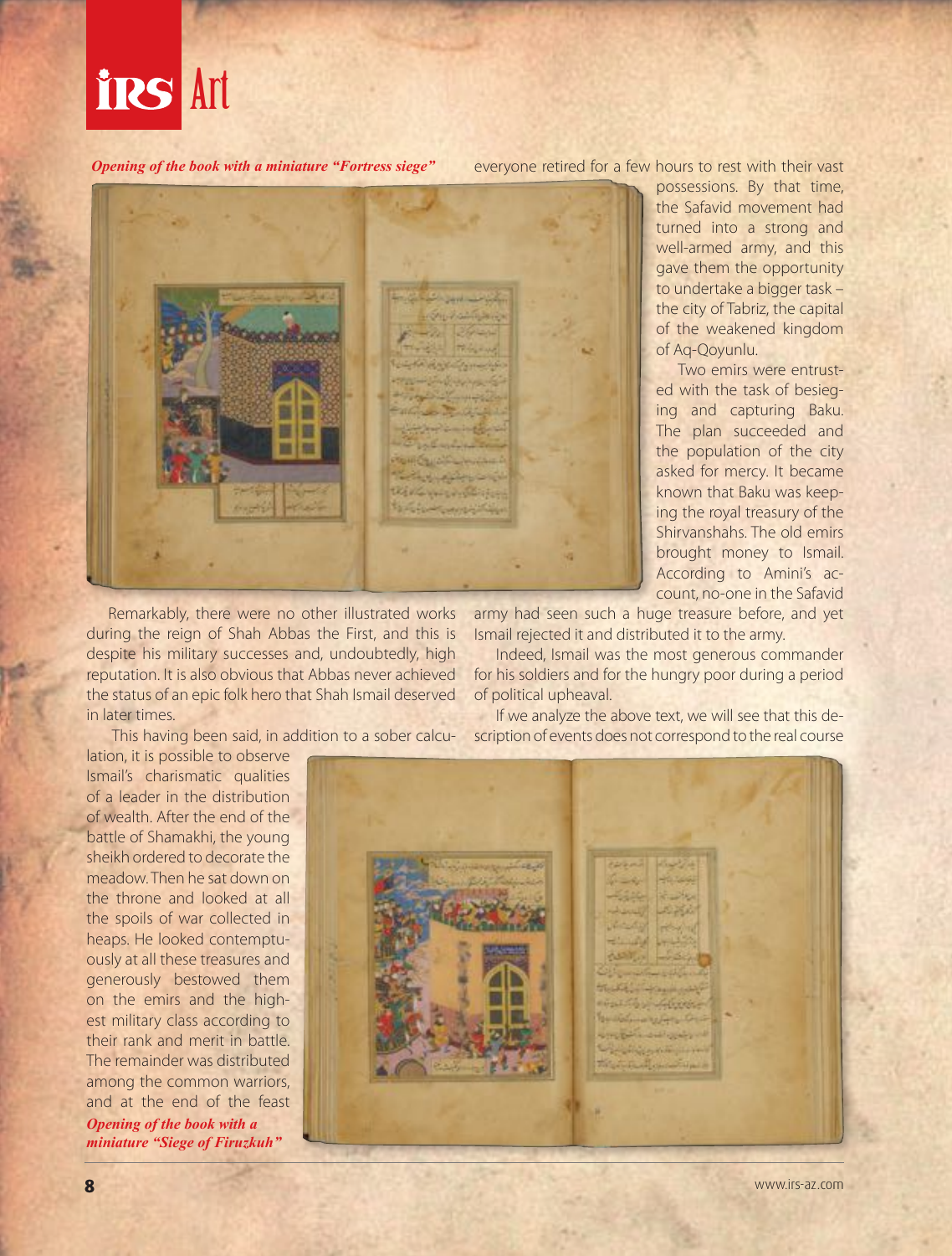*Opening of the book with a miniature "Fortress siege"*

Remarkably, there were no other illustrated works during the reign of Shah Abbas the First, and this is despite his military successes and, undoubtedly, high reputation. It is also obvious that Abbas never achieved the status of an epic folk hero that Shah Ismail deserved in later times.

This having been said, in addition to a sober calculation, it is possible to observe Ismail's charismatic qualities of a leader in the distribution of wealth. After the end of the battle of Shamakhi, the young sheikh ordered to decorate the meadow. Then he sat down on the throne and looked at all the spoils of war collected in heaps. He looked contemptuously at all these treasures and generously bestowed them on the emirs and the highest military class according to their rank and merit in battle. The remainder was distributed among the common warriors, and at the end of the feast everyone retired for a few hours to rest with their vast possessions. By that time, the Safavid movement had turned into a strong and well-armed army, and this gave them the opportunity to undertake a bigger task – the city of Tabriz, the capital of the weakened kingdom of Aq-Qoyunlu.

Two emirs were entrusted with the task of besieging and capturing Baku. The plan succeeded and the population of the city asked for mercy. It became known that Baku was keeping the royal treasury of the Shirvanshahs. The old emirs brought money to Ismail. According to Amini's account, no-one in the Safavid army had seen such a huge treasure before, and yet Ismail rejected it and distributed it to the army.

Indeed, Ismail was the most generous commander for his soldiers and for the hungry poor during a period of political upheaval.

If we analyze the above text, we will see that this description of events does not correspond to the real course

*Opening of the book with a miniature "Siege of Firuzkuh"*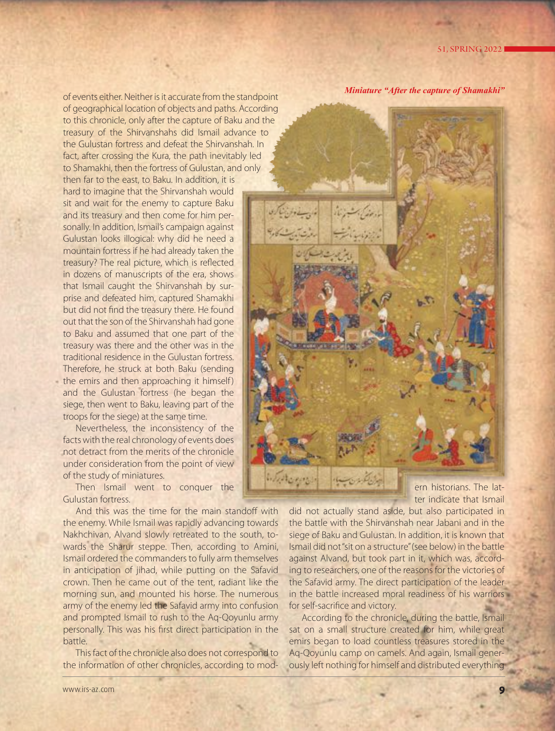of events either. Neither is it accurate from the standpoint of geographical location of objects and paths. According to this chronicle, only after the capture of Baku and the treasury of the Shirvanshahs did Ismail advance to the Gulustan fortress and defeat the Shirvanshah. In fact, after crossing the Kura, the path inevitably led to Shamakhi, then the fortress of Gulustan, and only then far to the east, to Baku. In addition, it is hard to imagine that the Shirvanshah would sit and wait for the enemy to capture Baku and its treasury and then come for him personally. In addition, Ismail's campaign against Gulustan looks illogical: why did he need a mountain fortress if he had already taken the treasury? The real picture, which is reflected in dozens of manuscripts of the era, shows that Ismail caught the Shirvanshah by surprise and defeated him, captured Shamakhi but did not find the treasury there. He found out that the son of the Shirvanshah had gone to Baku and assumed that one part of the treasury was there and the other was in the traditional residence in the Gulustan fortress. Therefore, he struck at both Baku (sending the emirs and then approaching it himself) and the Gulustan fortress (he began the siege, then went to Baku, leaving part of the troops for the siege) at the same time.

Nevertheless, the inconsistency of the facts with the real chronology of events does not detract from the merits of the chronicle under consideration from the point of view of the study of miniatures.

Then Ismail went to conquer the Gulustan fortress.

And this was the time for the main standoff with the enemy. While Ismail was rapidly advancing towards Nakhchivan, Alvand slowly retreated to the south, towards the Sharur steppe. Then, according to Amini, Ismail ordered the commanders to fully arm themselves in anticipation of jihad, while putting on the Safavid crown. Then he came out of the tent, radiant like the morning sun, and mounted his horse. The numerous army of the enemy led the Safavid army into confusion and prompted Ismail to rush to the Aq-Qoyunlu army personally. This was his first direct participation in the battle.

This fact of the chronicle also does not correspond to the information of other chronicles, according to modern historians. The latter indicate that Ismail did not actually stand aside, but also participated in the battle with the Shirvanshah near Jabani and in the siege of Baku and Gulustan. In addition, it is known that Ismail did not "sit on a structure" (see below) in the battle against Alvand, but took part in it, which was, according to researchers, one of the reasons for the victories of the Safavid army. The direct participation of the leader in the battle increased moral readiness of his warriors for self-sacrifice and victory.

According to the chronicle, during the battle, Ismail sat on a small structure created for him, while great emirs began to load countless treasures stored in the Aq-Qoyunlu camp on camels. And again, Ismail generously left nothing for himself and distributed everything

*Miniature "After the capture of Shamakhi"*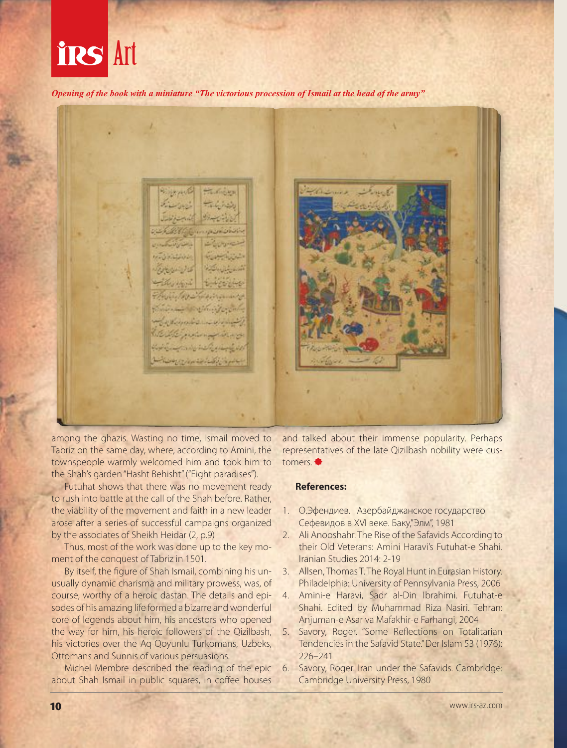*Opening of the book with a miniature "The victorious procession of Ismail at the head of the army"*

among the ghazis. Wasting no time, Ismail moved to Tabriz on the same day, where, according to Amini, the townspeople warmly welcomed him and took him to the Shah's garden "Hasht Behisht" ("Eight paradises").

Futuhat shows that there was no movement ready to rush into battle at the call of the Shah before. Rather, the viability of the movement and faith in a new leader arose after a series of successful campaigns organized by the associates of Sheikh Heidar (2, p.9)

Thus, most of the work was done up to the key moment of the conquest of Tabriz in 1501.

By itself, the figure of Shah Ismail, combining his unusually dynamic charisma and military prowess, was, of course, worthy of a heroic dastan. The details and episodes of his amazing life formed a bizarre and wonderful core of legends about him, his ancestors who opened the way for him, his heroic followers of the Qizilbash, his victories over the Aq-Qoyunlu Turkomans, Uzbeks, Ottomans and Sunnis of various persuasions.

Michel Membre described the reading of the epic about Shah Ismail in public squares, in coffee houses and talked about their immense popularity. Perhaps representatives of the late Qizilbash nobility were customers.

**References:**

1. О.Эфендиев. Азербайджанское государство Сефевидов в XVI веке. Баку,"Элм", 1981
2. Ali Anooshahr. The Rise of the Safavids According to their Old Veterans: Amini Haravi's Futuhat-e Shahi. Iranian Studies 2014: 2-19
3. Allsen, Thomas T. The Royal Hunt in Eurasian History. Philadelphia: University of Pennsylvania Press, 2006
4. Amini-e Haravi, Sadr al-Din Ibrahimi. Futuhat-e Shahi. Edited by Muhammad Riza Nasiri. Tehran: Anjuman-e Asar va Mafakhir-e Farhangi, 2004
5. Savory, Roger. "Some Reflections on Totalitarian Tendencies in the Safavid State." Der Islam 53 (1976): 226–241
6. Savory, Roger. Iran under the Safavids. Cambridge: Cambridge University Press, 1980